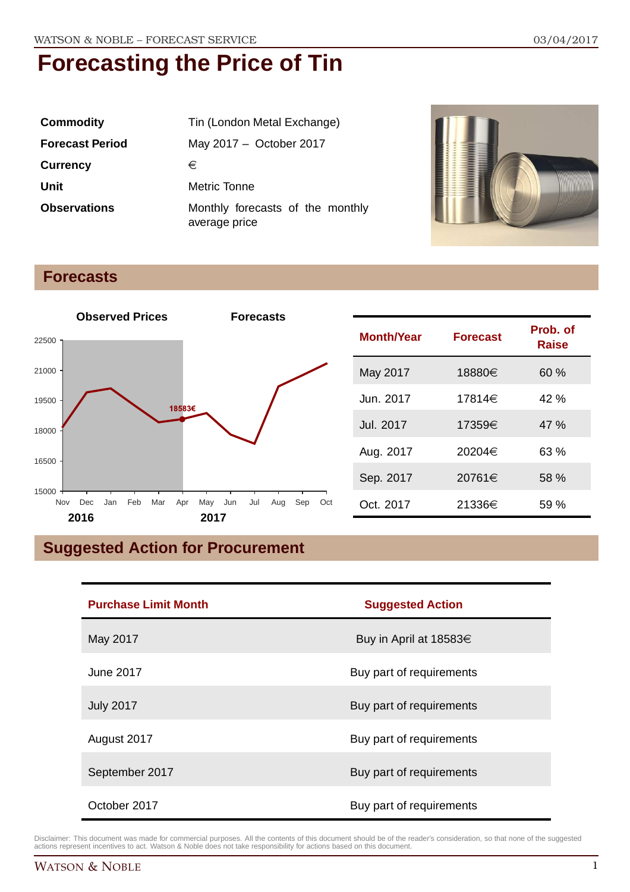# Forecasting the Price of Tin

| | |
|---|---|
| **Commodity** | Tin (London Metal Exchange) |
| **Forecast Period** | May 2017 – October 2017 |
| **Currency** | € |
| **Unit** | Metric Tonne |
| **Observations** | Monthly forecasts of the monthly average price |

## Forecasts

| Month/Year | Forecast | Prob. of Raise |
|---|---|---|
| May 2017 | 18880€ | 60 % |
| Jun. 2017 | 17814€ | 42 % |
| Jul. 2017 | 17359€ | 47 % |
| Aug. 2017 | 20204€ | 63 % |
| Sep. 2017 | 20761€ | 58 % |
| Oct. 2017 | 21336€ | 59 % |

## Suggested Action for Procurement

| Purchase Limit Month | Suggested Action |
|---|---|
| May 2017 | Buy in April at 18583€ |
| June 2017 | Buy part of requirements |
| July 2017 | Buy part of requirements |
| August 2017 | Buy part of requirements |
| September 2017 | Buy part of requirements |
| October 2017 | Buy part of requirements |

Disclaimer: This document was made for commercial purposes. All the contents of this document should be of the reader's consideration, so that none of the suggested actions represent incentives to act. Watson & Noble does not take responsibility for actions based on this document.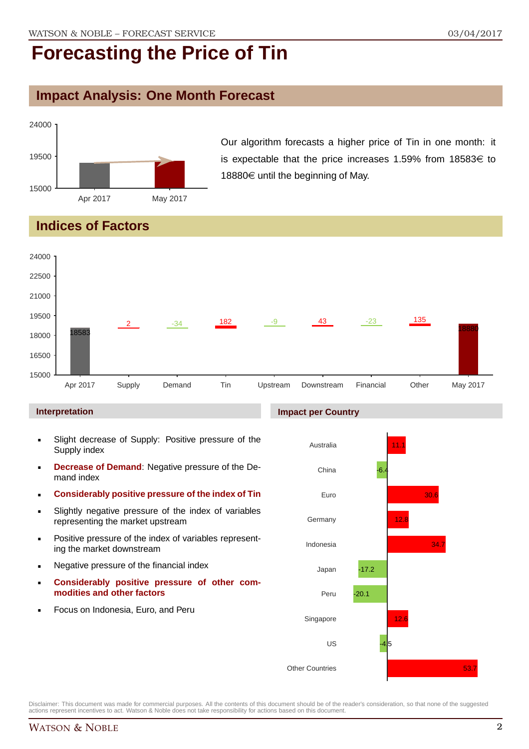# Forecasting the Price of Tin

## Impact Analysis: One Month Forecast

Our algorithm forecasts a higher price of Tin in one month: it is expectable that the price increases 1.59% from 18583€ to 18880€ until the beginning of May.

## Indices of Factors

| | Apr 2017 | Supply | Demand | Tin | Upstream | Downstream | Financial | Other | May 2017 |
|---|---|---|---|---|---|---|---|---|---|
| Value | 18583 | 2 | -34 | 182 | -9 | 43 | -23 | 135 | 18880 |

### Interpretation

- Slight decrease of Supply: Positive pressure of the Supply index
- **Decrease of Demand**: Negative pressure of the Demand index
- **Considerably positive pressure of the index of Tin**
- Slightly negative pressure of the index of variables representing the market upstream
- Positive pressure of the index of variables representing the market downstream
- Negative pressure of the financial index
- **Considerably positive pressure of other commodities and other factors**
- Focus on Indonesia, Euro, and Peru

### Impact per Country

| Country | Impact |
|---|---|
| Australia | 11.1 |
| China | -6.4 |
| Euro | 30.6 |
| Germany | 12.8 |
| Indonesia | 34.7 |
| Japan | -17.2 |
| Peru | -20.1 |
| Singapore | 12.6 |
| US | -4.5 |
| Other Countries | 53.7 |

Disclaimer: This document was made for commercial purposes. All the contents of this document should be of the reader's consideration, so that none of the suggested actions represent incentives to act. Watson & Noble does not take responsibility for actions based on this document.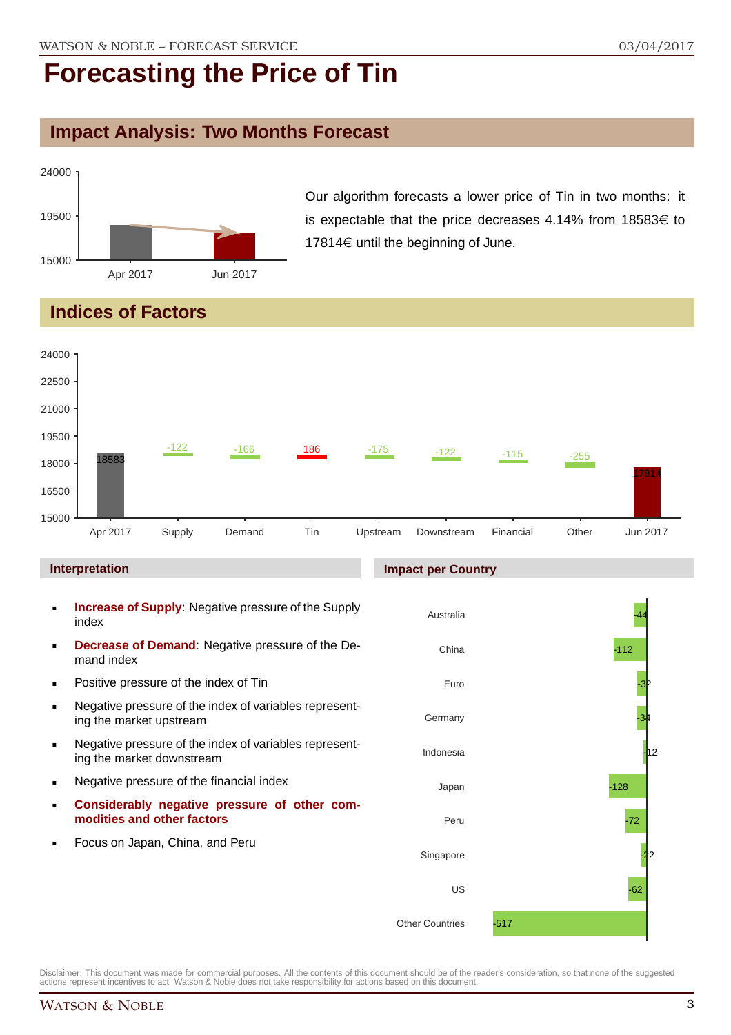# Forecasting the Price of Tin

## Impact Analysis: Two Months Forecast

Our algorithm forecasts a lower price of Tin in two months: it is expectable that the price decreases 4.14% from 18583€ to 17814€ until the beginning of June.

## Indices of Factors

### Interpretation

- **Increase of Supply**: Negative pressure of the Supply index
- **Decrease of Demand**: Negative pressure of the Demand index
- Positive pressure of the index of Tin
- Negative pressure of the index of variables representing the market upstream
- Negative pressure of the index of variables representing the market downstream
- Negative pressure of the financial index
- **Considerably negative pressure of other commodities and other factors**
- Focus on Japan, China, and Peru

### Impact per Country

| Country | Impact |
|---|---|
| Australia | -44 |
| China | -112 |
| Euro | -32 |
| Germany | -34 |
| Indonesia | 12 |
| Japan | -128 |
| Peru | -72 |
| Singapore | -22 |
| US | -62 |
| Other Countries | -517 |

Disclaimer: This document was made for commercial purposes. All the contents of this document should be of the reader's consideration, so that none of the suggested actions represent incentives to act. Watson & Noble does not take responsibility for actions based on this document.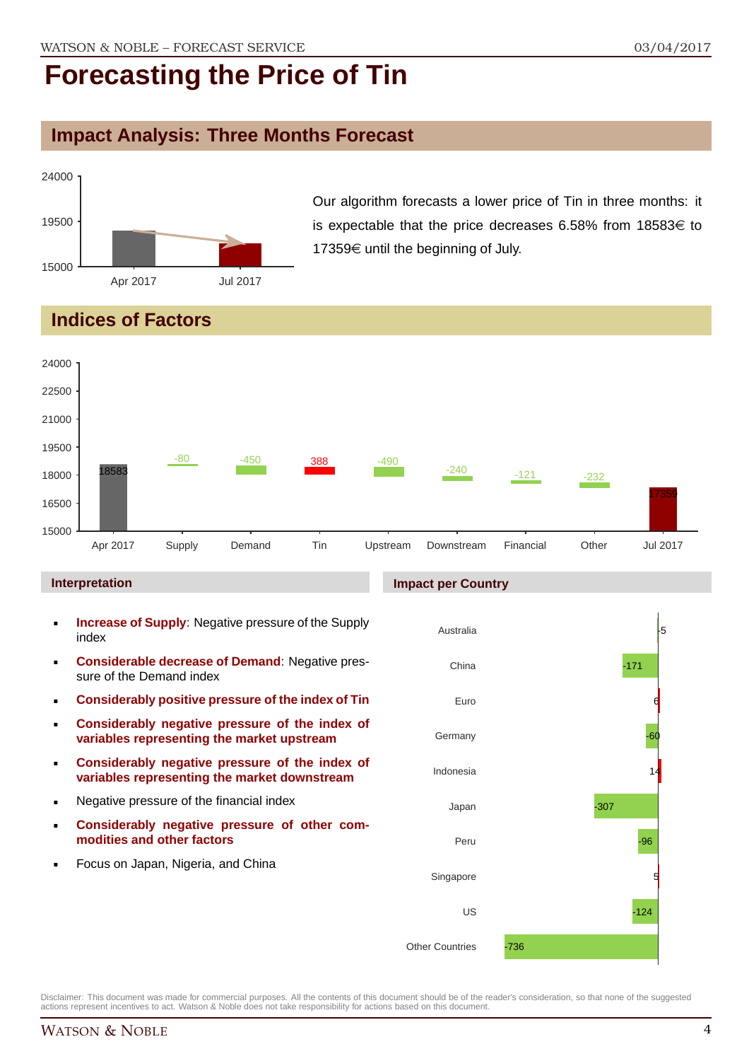# Forecasting the Price of Tin

## Impact Analysis: Three Months Forecast

Our algorithm forecasts a lower price of Tin in three months: it is expectable that the price decreases 6.58% from 18583€ to 17359€ until the beginning of July.

## Indices of Factors

| Apr 2017 | Supply | Demand | Tin | Upstream | Downstream | Financial | Other | Jul 2017 |
|---|---|---|---|---|---|---|---|---|
| 18583 | -80 | -450 | 388 | -490 | -240 | -121 | -232 | 17359 |

### Interpretation

- **Increase of Supply**: Negative pressure of the Supply index
- **Considerable decrease of Demand**: Negative pressure of the Demand index
- **Considerably positive pressure of the index of Tin**
- **Considerably negative pressure of the index of variables representing the market upstream**
- **Considerably negative pressure of the index of variables representing the market downstream**
- Negative pressure of the financial index
- **Considerably negative pressure of other commodities and other factors**
- Focus on Japan, Nigeria, and China

### Impact per Country

| Country | Impact |
|---|---|
| Australia | -5 |
| China | -171 |
| Euro | 6 |
| Germany | -60 |
| Indonesia | 14 |
| Japan | -307 |
| Peru | -96 |
| Singapore | 5 |
| US | -124 |
| Other Countries | -736 |

Disclaimer: This document was made for commercial purposes. All the contents of this document should be of the reader's consideration, so that none of the suggested actions represent incentives to act. Watson & Noble does not take responsibility for actions based on this document.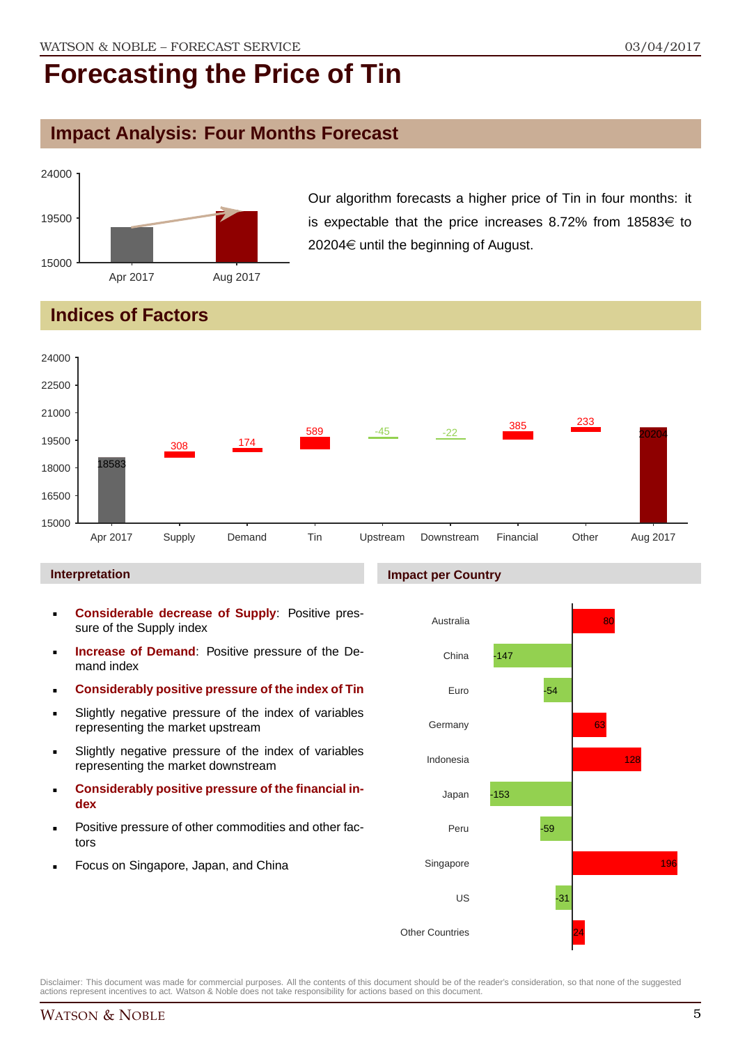# Forecasting the Price of Tin

## Impact Analysis: Four Months Forecast

Our algorithm forecasts a higher price of Tin in four months: it is expectable that the price increases 8.72% from 18583€ to 20204€ until the beginning of August.

## Indices of Factors

| | Value |
|---|---|
| Apr 2017 | 18583 |
| Supply | 308 |
| Demand | 174 |
| Tin | 589 |
| Upstream | -45 |
| Downstream | -22 |
| Financial | 385 |
| Other | 233 |
| Aug 2017 | 20204 |

### Interpretation

- **Considerable decrease of Supply**: Positive pressure of the Supply index
- **Increase of Demand**: Positive pressure of the Demand index
- **Considerably positive pressure of the index of Tin**
- Slightly negative pressure of the index of variables representing the market upstream
- Slightly negative pressure of the index of variables representing the market downstream
- **Considerably positive pressure of the financial index**
- Positive pressure of other commodities and other factors
- Focus on Singapore, Japan, and China

### Impact per Country

| Country | Impact |
|---|---|
| Australia | 80 |
| China | -147 |
| Euro | -54 |
| Germany | 63 |
| Indonesia | 128 |
| Japan | -153 |
| Peru | -59 |
| Singapore | 196 |
| US | -31 |
| Other Countries | 24 |

Disclaimer: This document was made for commercial purposes. All the contents of this document should be of the reader's consideration, so that none of the suggested actions represent incentives to act. Watson & Noble does not take responsibility for actions based on this document.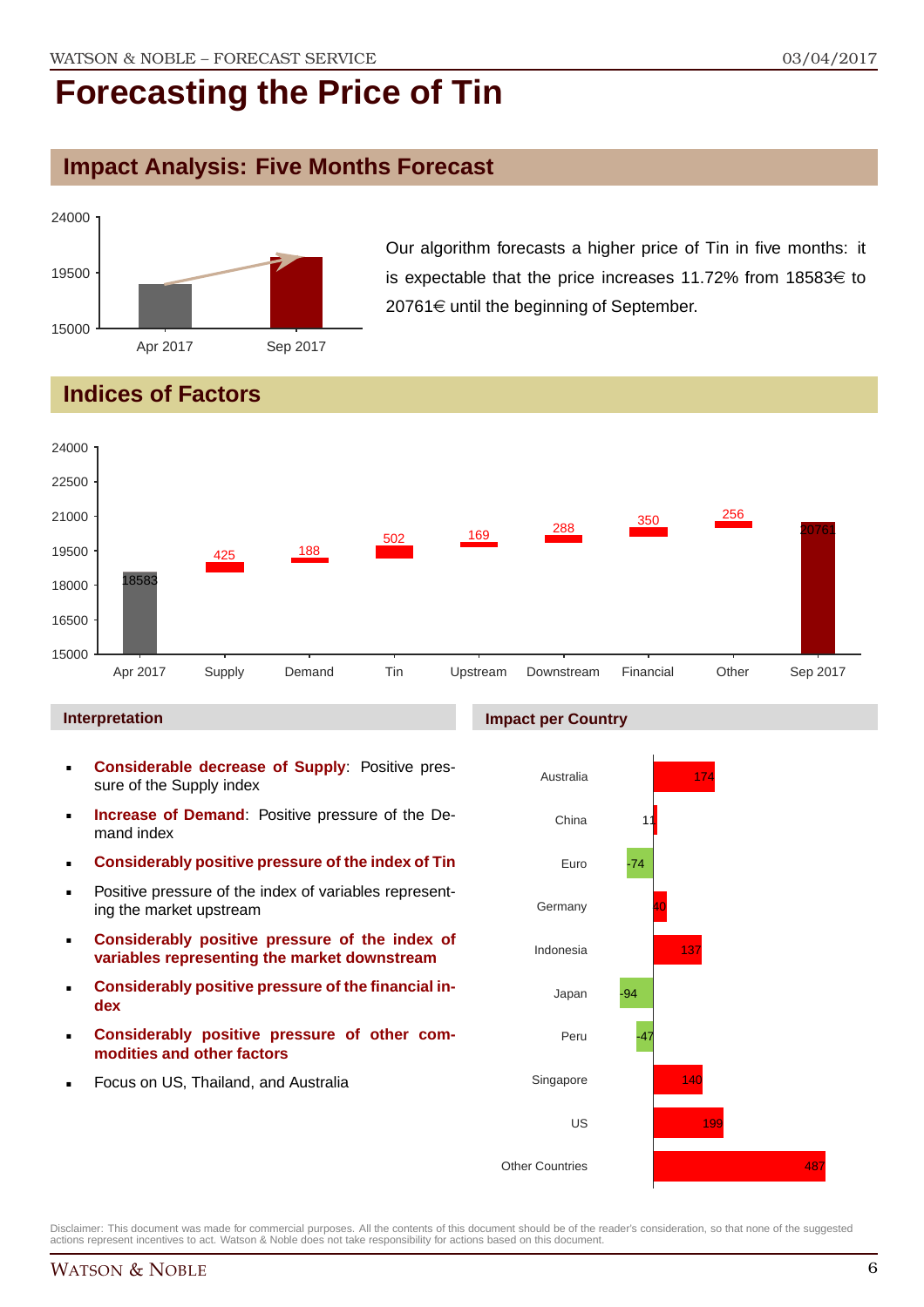# Forecasting the Price of Tin

## Impact Analysis: Five Months Forecast

Our algorithm forecasts a higher price of Tin in five months: it is expectable that the price increases 11.72% from 18583€ to 20761€ until the beginning of September.

## Indices of Factors

| | Apr 2017 | Supply | Demand | Tin | Upstream | Downstream | Financial | Other | Sep 2017 |
|---|---|---|---|---|---|---|---|---|---|
| Value | 18583 | 425 | 188 | 502 | 169 | 288 | 350 | 256 | 20761 |

### Interpretation

- **Considerable decrease of Supply**: Positive pressure of the Supply index
- **Increase of Demand**: Positive pressure of the Demand index
- **Considerably positive pressure of the index of Tin**
- Positive pressure of the index of variables representing the market upstream
- **Considerably positive pressure of the index of variables representing the market downstream**
- **Considerably positive pressure of the financial index**
- **Considerably positive pressure of other commodities and other factors**
- Focus on US, Thailand, and Australia

### Impact per Country

| Country | Impact |
|---|---|
| Australia | 174 |
| China | 11 |
| Euro | -74 |
| Germany | 40 |
| Indonesia | 137 |
| Japan | -94 |
| Peru | -47 |
| Singapore | 140 |
| US | 199 |
| Other Countries | 487 |

Disclaimer: This document was made for commercial purposes. All the contents of this document should be of the reader's consideration, so that none of the suggested actions represent incentives to act. Watson & Noble does not take responsibility for actions based on this document.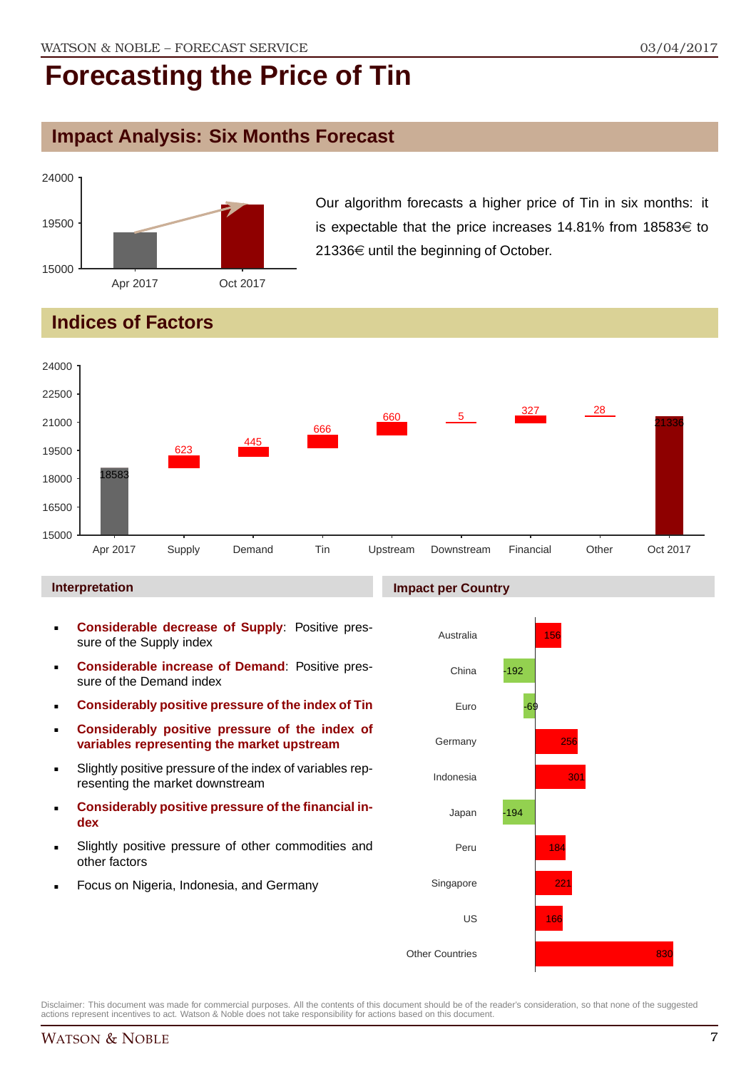# Forecasting the Price of Tin

## Impact Analysis: Six Months Forecast

Our algorithm forecasts a higher price of Tin in six months: it is expectable that the price increases 14.81% from 18583€ to 21336€ until the beginning of October.

## Indices of Factors

### Interpretation

- **Considerable decrease of Supply**: Positive pressure of the Supply index
- **Considerable increase of Demand**: Positive pressure of the Demand index
- **Considerably positive pressure of the index of Tin**
- **Considerably positive pressure of the index of variables representing the market upstream**
- Slightly positive pressure of the index of variables representing the market downstream
- **Considerably positive pressure of the financial index**
- Slightly positive pressure of other commodities and other factors
- Focus on Nigeria, Indonesia, and Germany

### Impact per Country

Disclaimer: This document was made for commercial purposes. All the contents of this document should be of the reader's consideration, so that none of the suggested actions represent incentives to act. Watson & Noble does not take responsibility for actions based on this document.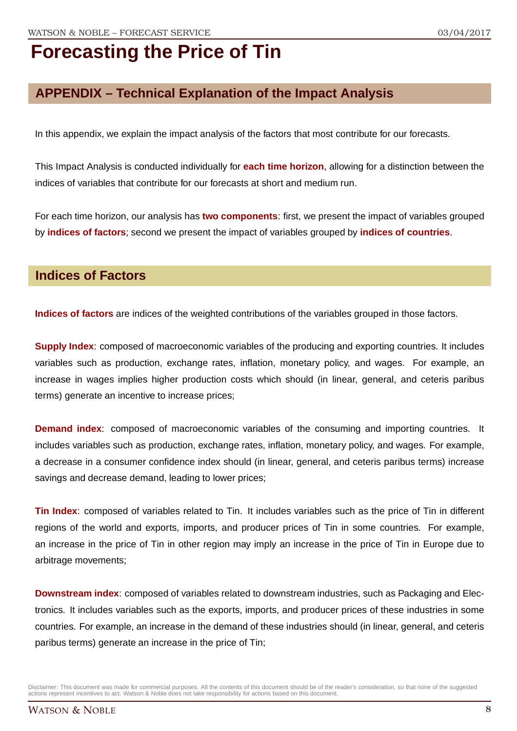# Forecasting the Price of Tin

## APPENDIX – Technical Explanation of the Impact Analysis

In this appendix, we explain the impact analysis of the factors that most contribute for our forecasts.

This Impact Analysis is conducted individually for **each time horizon**, allowing for a distinction between the indices of variables that contribute for our forecasts at short and medium run.

For each time horizon, our analysis has **two components**: first, we present the impact of variables grouped by **indices of factors**; second we present the impact of variables grouped by **indices of countries**.

## Indices of Factors

**Indices of factors** are indices of the weighted contributions of the variables grouped in those factors.

**Supply Index**: composed of macroeconomic variables of the producing and exporting countries. It includes variables such as production, exchange rates, inflation, monetary policy, and wages. For example, an increase in wages implies higher production costs which should (in linear, general, and ceteris paribus terms) generate an incentive to increase prices;

**Demand index**: composed of macroeconomic variables of the consuming and importing countries. It includes variables such as production, exchange rates, inflation, monetary policy, and wages. For example, a decrease in a consumer confidence index should (in linear, general, and ceteris paribus terms) increase savings and decrease demand, leading to lower prices;

**Tin Index**: composed of variables related to Tin. It includes variables such as the price of Tin in different regions of the world and exports, imports, and producer prices of Tin in some countries. For example, an increase in the price of Tin in other region may imply an increase in the price of Tin in Europe due to arbitrage movements;

**Downstream index**: composed of variables related to downstream industries, such as Packaging and Electronics. It includes variables such as the exports, imports, and producer prices of these industries in some countries. For example, an increase in the demand of these industries should (in linear, general, and ceteris paribus terms) generate an increase in the price of Tin;

Disclaimer: This document was made for commercial purposes. All the contents of this document should be of the reader's consideration, so that none of the suggested actions represent incentives to act. Watson & Noble does not take responsibility for actions based on this document.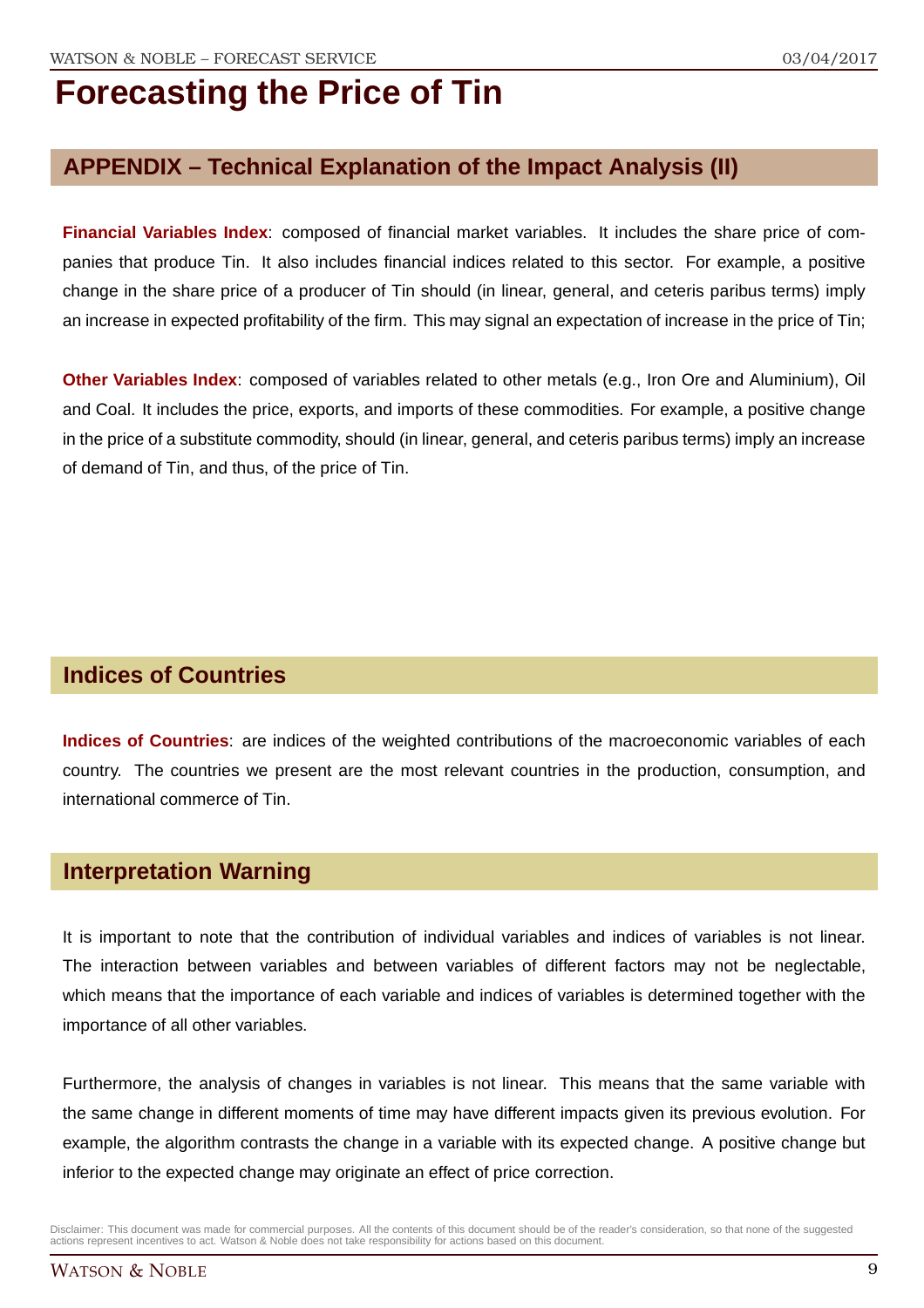# Forecasting the Price of Tin

## APPENDIX – Technical Explanation of the Impact Analysis (II)

**Financial Variables Index**: composed of financial market variables. It includes the share price of companies that produce Tin. It also includes financial indices related to this sector. For example, a positive change in the share price of a producer of Tin should (in linear, general, and ceteris paribus terms) imply an increase in expected profitability of the firm. This may signal an expectation of increase in the price of Tin;

**Other Variables Index**: composed of variables related to other metals (e.g., Iron Ore and Aluminium), Oil and Coal. It includes the price, exports, and imports of these commodities. For example, a positive change in the price of a substitute commodity, should (in linear, general, and ceteris paribus terms) imply an increase of demand of Tin, and thus, of the price of Tin.

## Indices of Countries

**Indices of Countries**: are indices of the weighted contributions of the macroeconomic variables of each country. The countries we present are the most relevant countries in the production, consumption, and international commerce of Tin.

## Interpretation Warning

It is important to note that the contribution of individual variables and indices of variables is not linear. The interaction between variables and between variables of different factors may not be neglectable, which means that the importance of each variable and indices of variables is determined together with the importance of all other variables.

Furthermore, the analysis of changes in variables is not linear. This means that the same variable with the same change in different moments of time may have different impacts given its previous evolution. For example, the algorithm contrasts the change in a variable with its expected change. A positive change but inferior to the expected change may originate an effect of price correction.

Disclaimer: This document was made for commercial purposes. All the contents of this document should be of the reader's consideration, so that none of the suggested actions represent incentives to act. Watson & Noble does not take responsibility for actions based on this document.